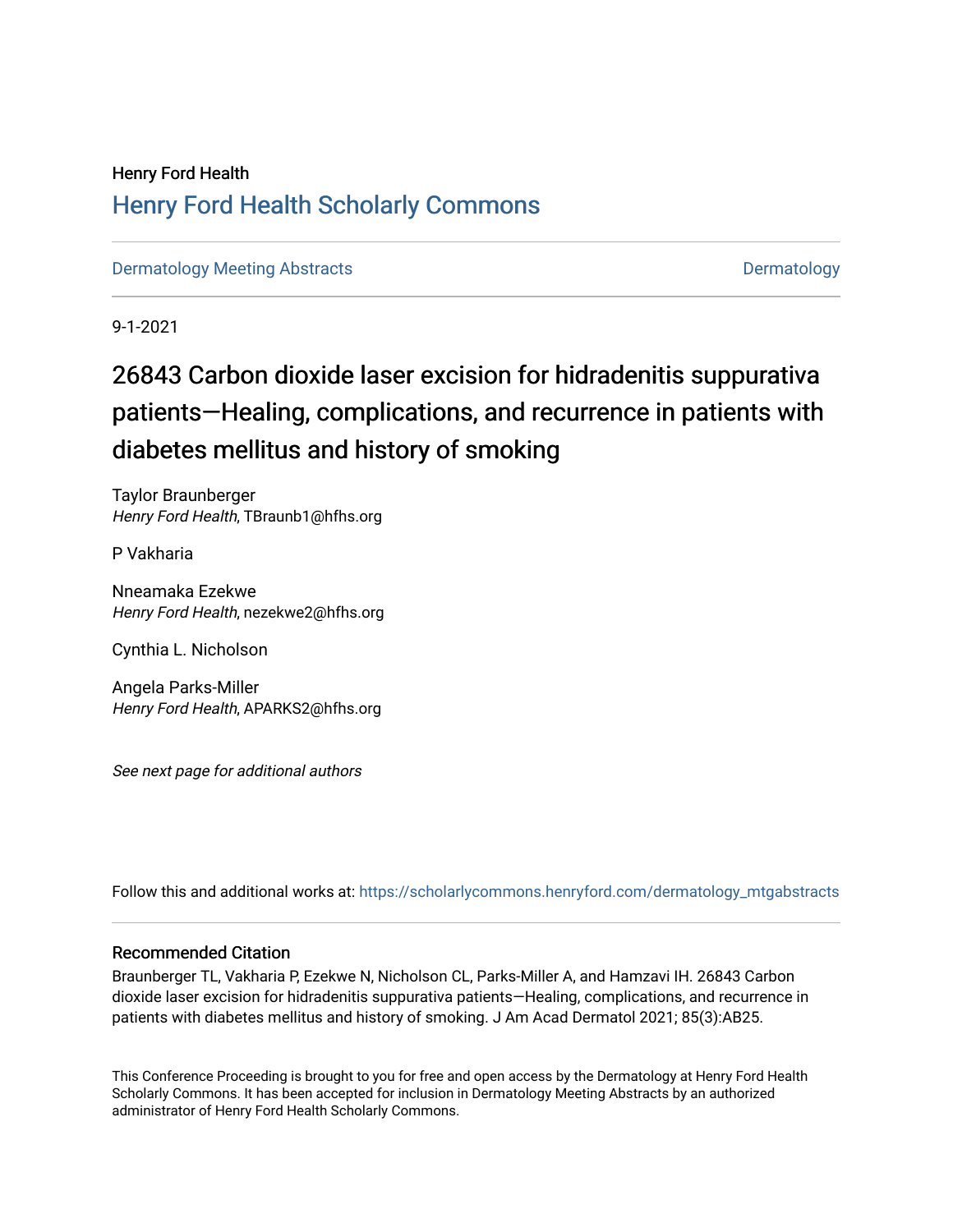Henry Ford Health

# Henry Ford Health Scholarly Commons

Dermatology Meeting Abstracts | Dermatology

9-1-2021

## 26843 Carbon dioxide laser excision for hidradenitis suppurativa patients—Healing, complications, and recurrence in patients with diabetes mellitus and history of smoking

Taylor Braunberger
*Henry Ford Health*, TBraunb1@hfhs.org

P Vakharia

Nneamaka Ezekwe
*Henry Ford Health*, nezekwe2@hfhs.org

Cynthia L. Nicholson

Angela Parks-Miller
*Henry Ford Health*, APARKS2@hfhs.org

*See next page for additional authors*

Follow this and additional works at: https://scholarlycommons.henryford.com/dermatology_mtgabstracts

### Recommended Citation

Braunberger TL, Vakharia P, Ezekwe N, Nicholson CL, Parks-Miller A, and Hamzavi IH. 26843 Carbon dioxide laser excision for hidradenitis suppurativa patients—Healing, complications, and recurrence in patients with diabetes mellitus and history of smoking. J Am Acad Dermatol 2021; 85(3):AB25.

This Conference Proceeding is brought to you for free and open access by the Dermatology at Henry Ford Health Scholarly Commons. It has been accepted for inclusion in Dermatology Meeting Abstracts by an authorized administrator of Henry Ford Health Scholarly Commons.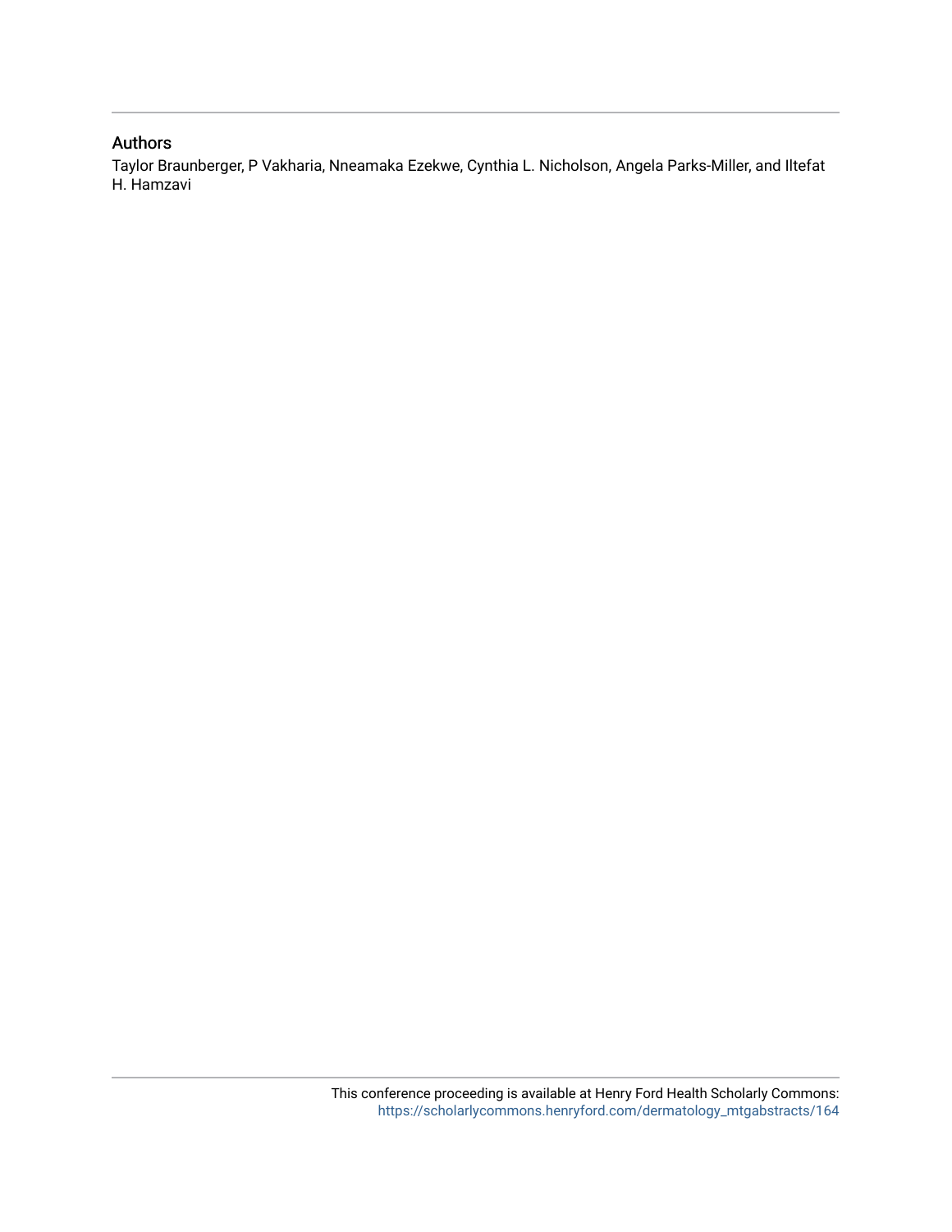## Authors

Taylor Braunberger, P Vakharia, Nneamaka Ezekwe, Cynthia L. Nicholson, Angela Parks-Miller, and Iltefat H. Hamzavi

This conference proceeding is available at Henry Ford Health Scholarly Commons: https://scholarlycommons.henryford.com/dermatology_mtgabstracts/164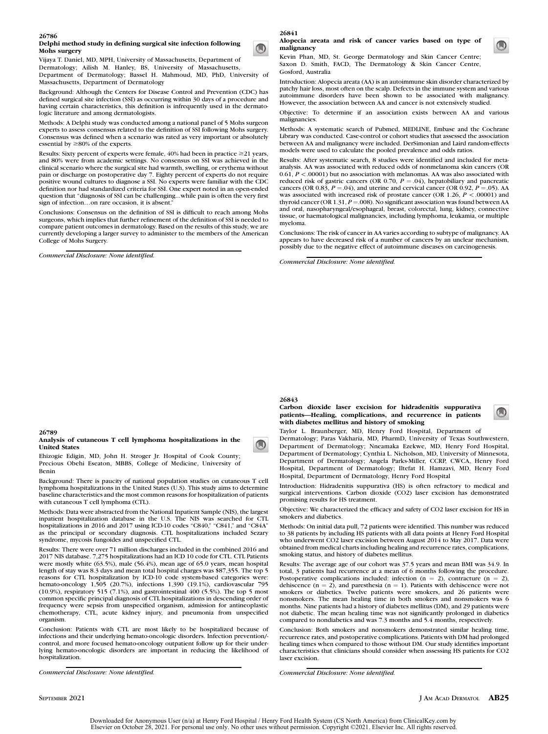## 26786

### Delphi method study in defining surgical site infection following Mohs surgery

Vijaya T. Daniel, MD, MPH, University of Massachusetts, Department of Dermatology; Ailish M. Hanley, BS, University of Massachusetts, Department of Dermatology; Bassel H. Mahmoud, MD, PhD, University of Massachusetts, Department of Dermatology

Background: Although the Centers for Disease Control and Prevention (CDC) has defined surgical site infection (SSI) as occurring within 30 days of a procedure and having certain characteristics, this definition is infrequently used in the dermatologic literature and among dermatologists.

Methods: A Delphi study was conducted among a national panel of 5 Mohs surgeon experts to assess consensus related to the definition of SSI following Mohs surgery. Consensus was defined when a scenario was rated as very important or absolutely essential by ≥80% of the experts.

Results: Sixty percent of experts were female, 40% had been in practice ≥21 years, and 80% were from academic settings. No consensus on SSI was achieved in the clinical scenario where the surgical site had warmth, swelling, or erythema without pain or discharge on postoperative day 7. Eighty percent of experts do not require positive wound cultures to diagnose a SSI. No experts were familiar with the CDC definition nor had standardized criteria for SSI. One expert noted in an open-ended question that "diagnosis of SSI can be challenging...while pain is often the very first sign of infection…on rare occasion, it is absent."

Conclusions: Consensus on the definition of SSI is difficult to reach among Mohs surgeons, which implies that further refinement of the definition of SSI is needed to compare patient outcomes in dermatology. Based on the results of this study, we are currently developing a larger survey to administer to the members of the American College of Mohs Surgery.

*Commercial Disclosure: None identified.*

## 26789

### Analysis of cutaneous T cell lymphoma hospitalizations in the United States

Ehizogie Edigin, MD, John H. Stroger Jr. Hospital of Cook County; Precious Obehi Eseaton, MBBS, College of Medicine, University of Benin

Background: There is paucity of national population studies on cutaneous T cell lymphoma hospitalizations in the United States (U.S). This study aims to determine baseline characteristics and the most common reasons for hospitalization of patients with cutaneous T cell lymphoma (CTL).

Methods: Data were abstracted from the National Inpatient Sample (NIS), the largest inpatient hospitalization database in the U.S. The NIS was searched for CTL hospitalizations in 2016 and 2017 using ICD-10 codes "C840," "C841," and "C84A" as the principal or secondary diagnosis. CTL hospitalizations included Sezary syndrome, mycosis fungoides and unspecified CTL.

Results: There were over 71 million discharges included in the combined 2016 and 2017 NIS database. 7,275 hospitalizations had an ICD 10 code for CTL. CTL Patients were mostly white (63.5%), male (56.4%), mean age of 65.0 years, mean hospital length of stay was 8.3 days and mean total hospital charges was $87,355. The top 5 reasons for CTL hospitalization by ICD-10 code system-based categories were: hemato-oncology 1,505 (20.7%), infections 1,390 (19.1%), cardiovascular 795 (10.9%), respiratory 515 (7.1%), and gastrointestinal 400 (5.5%). The top 5 most common specific principal diagnosis of CTL hospitalizations in descending order of frequency were sepsis from unspecified organism, admission for antineoplastic chemotherapy, CTL, acute kidney injury, and pneumonia from unspecified organism.

Conclusion: Patients with CTL are most likely to be hospitalized because of infections and their underlying hemato-oncologic disorders. Infection prevention/control, and more focused hemato-oncology outpatient follow up for their underlying hemato-oncologic disorders are important in reducing the likelihood of hospitalization.

*Commercial Disclosure: None identified.*

## 26841

### Alopecia areata and risk of cancer varies based on type of malignancy

Kevin Phan, MD, St. George Dermatology and Skin Cancer Centre; Saxon D. Smith, FACD, The Dermatology & Skin Cancer Centre, Gosford, Australia

Introduction: Alopecia areata (AA) is an autoimmune skin disorder characterized by patchy hair loss, most often on the scalp. Defects in the immune system and various autoimmune disorders have been shown to be associated with malignancy. However, the association between AA and cancer is not extensively studied.

Objective: To determine if an association exists between AA and various malignancies.

Methods: A systematic search of Pubmed, MEDLINE, Embase and the Cochrane Library was conducted. Case-control or cohort studies that assessed the association between AA and malignancy were included. DerSimonian and Laird random-effects models were used to calculate the pooled prevalence and odds ratios.

Results: After systematic search, 8 studies were identified and included for meta-analysis. AA was associated with reduced odds of nonmelanoma skin cancers (OR 0.61, $P < .00001$) but no association with melanomas. AA was also associated with reduced risk of gastric cancers (OR 0.70, $P = .04$), hepatobiliary and pancreatic cancers (OR 0.83, $P = .04$), and uterine and cervical cancer (OR 0.92, $P = .05$). AA was associated with increased risk of prostate cancer (OR 1.26, $P < .00001$) and thyroid cancer (OR 1.31, $P = .008$). No significant association was found between AA and oral, nasopharyngeal/esophageal, breast, colorectal, lung, kidney, connective tissue, or haematological malignancies, including lymphoma, leukamia, or multiple myeloma.

Conclusions: The risk of cancer in AA varies according to subtype of malignancy. AA appears to have decreased risk of a number of cancers by an unclear mechanism, possibly due to the negative effect of autoimmune diseases on carcinogenesis.

*Commercial Disclosure: None identified.*

## 26843

### Carbon dioxide laser excision for hidradenitis suppurativa patients—Healing, complications, and recurrence in patients with diabetes mellitus and history of smoking

Taylor L. Braunberger, MD, Henry Ford Hospital, Department of Dermatology; Paras Vakharia, MD, PharmD, University of Texas Southwestern, Department of Dermatology; Nneamaka Ezekwe, MD, Henry Ford Hospital, Department of Dermatology; Cynthia L. Nicholson, MD, University of Minnesota, Department of Dermatology; Angela Parks-Miller, CCRP, CWCA, Henry Ford Hospital, Department of Dermatology; Iltefat H. Hamzavi, MD, Henry Ford Hospital, Department of Dermatology, Henry Ford Hospital

Introduction: Hidradenitis suppurativa (HS) is often refractory to medical and surgical interventions. Carbon dioxide ($CO_2$) laser excision has demonstrated promising results for HS treatment.

Objective: We characterized the efficacy and safety of $CO_2$ laser excision for HS in smokers and diabetics.

Methods: On initial data pull, 72 patients were identified. This number was reduced to 38 patients by including HS patients with all data points at Henry Ford Hospital who underwent $CO_2$ laser excision between August 2014 to May 2017. Data were obtained from medical charts including healing and recurrence rates, complications, smoking status, and history of diabetes mellitus.

Results: The average age of our cohort was 37.5 years and mean BMI was 34.9. In total, 3 patients had recurrence at a mean of 6 months following the procedure. Postoperative complications included: infection (n = 2), contracture (n = 2), dehiscence (n = 2), and paresthesia (n = 1). Patients with dehiscence were not smokers or diabetics. Twelve patients were smokers, and 26 patients were nonsmokers. The mean healing time in both smokers and nonsmokers was 6 months. Nine patients had a history of diabetes mellitus (DM), and 29 patients were not diabetic. The mean healing time was not significantly prolonged in diabetics compared to nondiabetics and was 7.3 months and 5.4 months, respectively.

Conclusion: Both smokers and nonsmokers demonstrated similar healing time, recurrence rates, and postoperative complications. Patients with DM had prolonged healing times when compared to those without DM. Our study identifies important characteristics that clinicians should consider when assessing HS patients for $CO_2$ laser excision.

*Commercial Disclosure: None identified.*